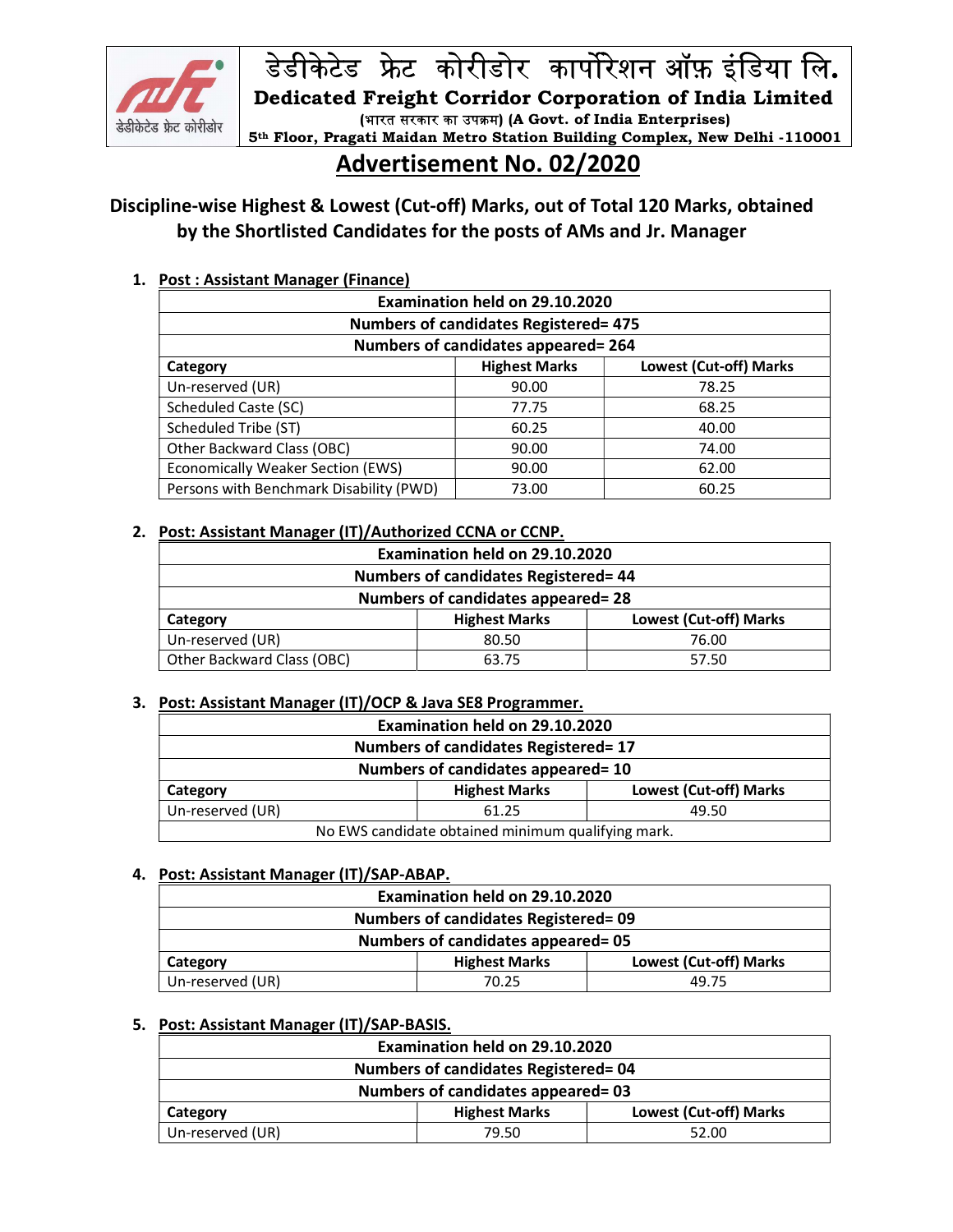डेडीकेटेड फ्रेट कोरीडोर कार्पोरेशन ऑफ़ इंडिया लि.

**Dedicated Freight Corridor Corporation of India Limited**

**(भारत सरकार का उपक्रम) (A Govt. of India Enterprises)**

**5th Floor, Pragati Maidan Metro Station Building Complex, New Delhi -110001**

# Advertisement No. 02/2020

## Discipline-wise Highest & Lowest (Cut-off) Marks, out of Total 120 Marks, obtained by the Shortlisted Candidates for the posts of AMs and Jr. Manager

**1. Post : Assistant Manager (Finance)**

| Examination held on 29.10.2020 | | |
|---|---|---|
| Numbers of candidates Registered= 475 | | |
| Numbers of candidates appeared= 264 | | |
| **Category** | **Highest Marks** | **Lowest (Cut-off) Marks** |
| Un-reserved (UR) | 90.00 | 78.25 |
| Scheduled Caste (SC) | 77.75 | 68.25 |
| Scheduled Tribe (ST) | 60.25 | 40.00 |
| Other Backward Class (OBC) | 90.00 | 74.00 |
| Economically Weaker Section (EWS) | 90.00 | 62.00 |
| Persons with Benchmark Disability (PWD) | 73.00 | 60.25 |

**2. Post: Assistant Manager (IT)/Authorized CCNA or CCNP.**

| Examination held on 29.10.2020 | | |
|---|---|---|
| Numbers of candidates Registered= 44 | | |
| Numbers of candidates appeared= 28 | | |
| **Category** | **Highest Marks** | **Lowest (Cut-off) Marks** |
| Un-reserved (UR) | 80.50 | 76.00 |
| Other Backward Class (OBC) | 63.75 | 57.50 |

**3. Post: Assistant Manager (IT)/OCP & Java SE8 Programmer.**

| Examination held on 29.10.2020 | | |
|---|---|---|
| Numbers of candidates Registered= 17 | | |
| Numbers of candidates appeared= 10 | | |
| **Category** | **Highest Marks** | **Lowest (Cut-off) Marks** |
| Un-reserved (UR) | 61.25 | 49.50 |
| No EWS candidate obtained minimum qualifying mark. | | |

**4. Post: Assistant Manager (IT)/SAP-ABAP.**

| Examination held on 29.10.2020 | | |
|---|---|---|
| Numbers of candidates Registered= 09 | | |
| Numbers of candidates appeared= 05 | | |
| **Category** | **Highest Marks** | **Lowest (Cut-off) Marks** |
| Un-reserved (UR) | 70.25 | 49.75 |

**5. Post: Assistant Manager (IT)/SAP-BASIS.**

| Examination held on 29.10.2020 | | |
|---|---|---|
| Numbers of candidates Registered= 04 | | |
| Numbers of candidates appeared= 03 | | |
| **Category** | **Highest Marks** | **Lowest (Cut-off) Marks** |
| Un-reserved (UR) | 79.50 | 52.00 |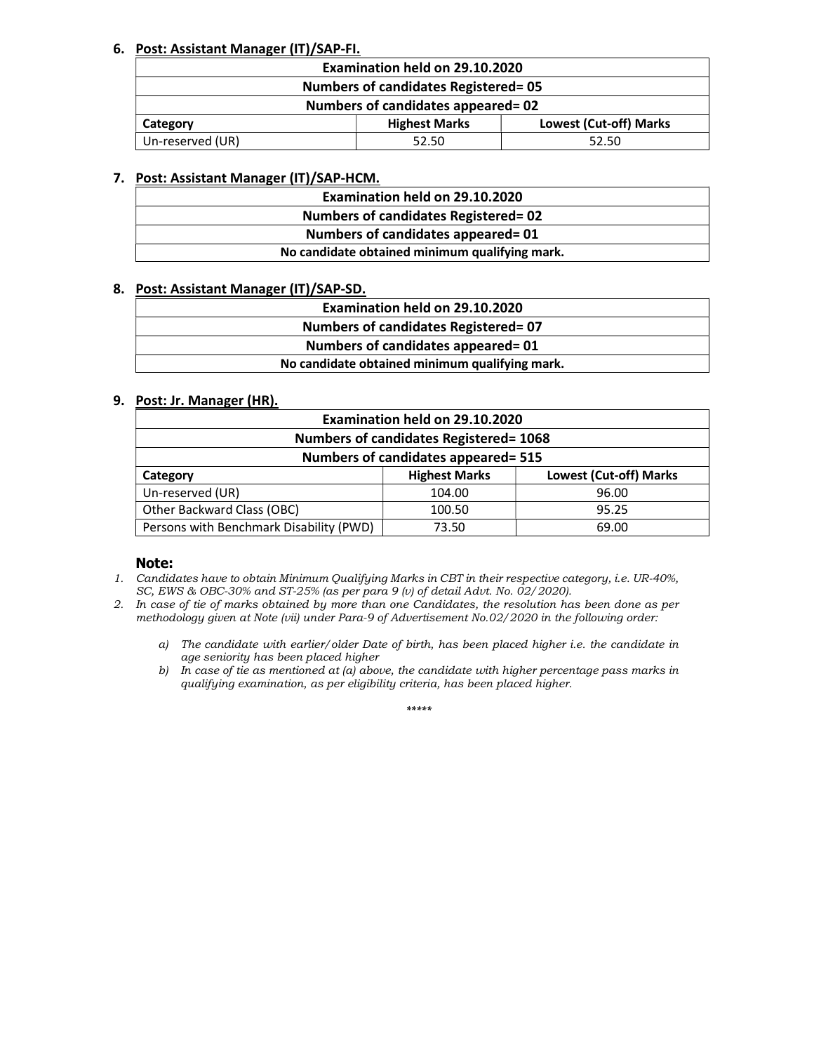6. **Post: Assistant Manager (IT)/SAP-FI.**

| Examination held on 29.10.2020 | | |
|---|---|---|
| Numbers of candidates Registered= 05 | | |
| Numbers of candidates appeared= 02 | | |
| **Category** | **Highest Marks** | **Lowest (Cut-off) Marks** |
| Un-reserved (UR) | 52.50 | 52.50 |

7. **Post: Assistant Manager (IT)/SAP-HCM.**

| Examination held on 29.10.2020 |
|---|
| Numbers of candidates Registered= 02 |
| Numbers of candidates appeared= 01 |
| No candidate obtained minimum qualifying mark. |

8. **Post: Assistant Manager (IT)/SAP-SD.**

| Examination held on 29.10.2020 |
|---|
| Numbers of candidates Registered= 07 |
| Numbers of candidates appeared= 01 |
| No candidate obtained minimum qualifying mark. |

9. **Post: Jr. Manager (HR).**

| Examination held on 29.10.2020 | | |
|---|---|---|
| Numbers of candidates Registered= 1068 | | |
| Numbers of candidates appeared= 515 | | |
| **Category** | **Highest Marks** | **Lowest (Cut-off) Marks** |
| Un-reserved (UR) | 104.00 | 96.00 |
| Other Backward Class (OBC) | 100.50 | 95.25 |
| Persons with Benchmark Disability (PWD) | 73.50 | 69.00 |

**Note:**

1. *Candidates have to obtain Minimum Qualifying Marks in CBT in their respective category, i.e. UR-40%, SC, EWS & OBC-30% and ST-25% (as per para 9 (v) of detail Advt. No. 02/2020).*
2. *In case of tie of marks obtained by more than one Candidates, the resolution has been done as per methodology given at Note (vii) under Para-9 of Advertisement No.02/2020 in the following order:*

   a) *The candidate with earlier/older Date of birth, has been placed higher i.e. the candidate in age seniority has been placed higher*

   b) *In case of tie as mentioned at (a) above, the candidate with higher percentage pass marks in qualifying examination, as per eligibility criteria, has been placed higher.*

*****